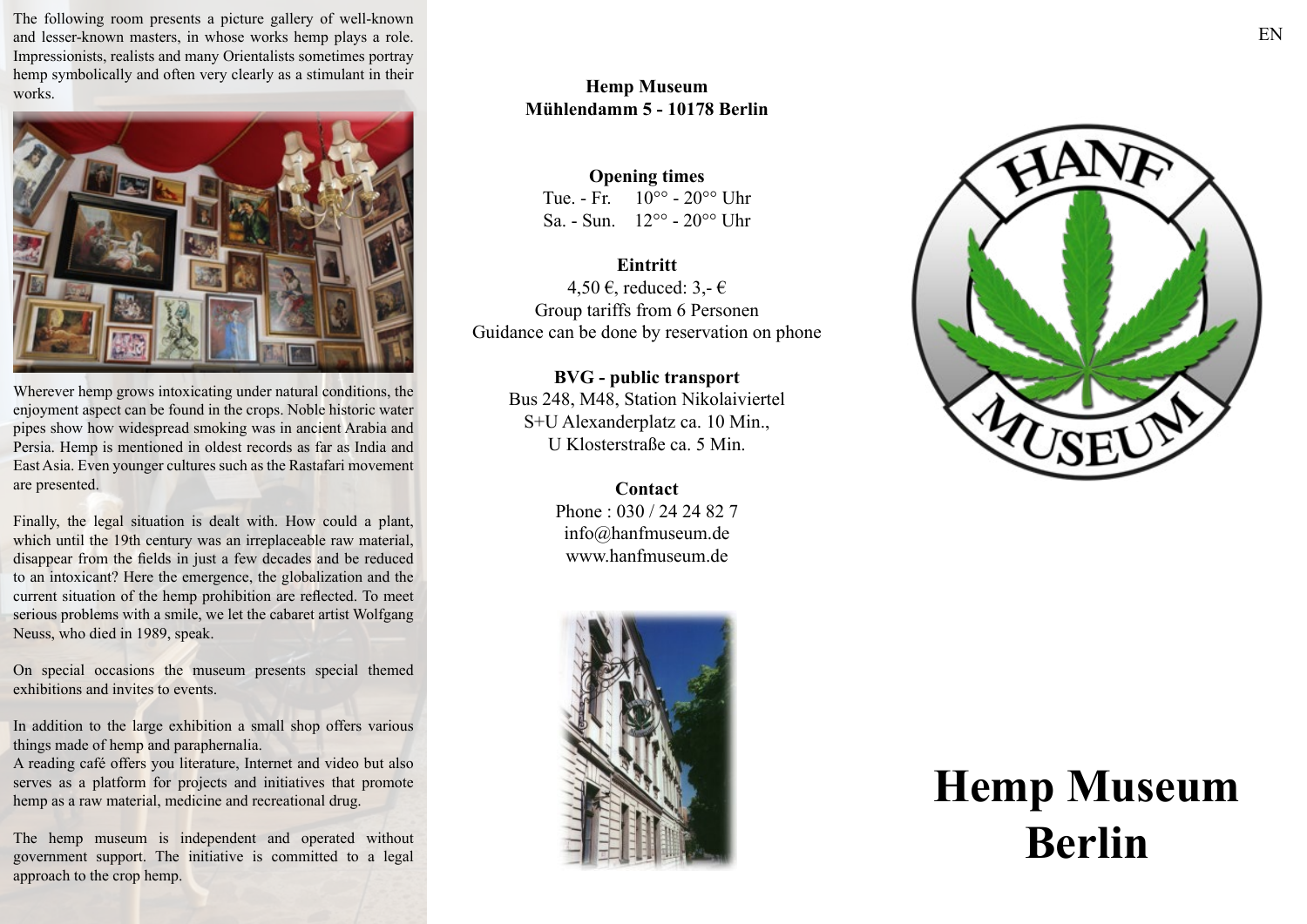The following room presents a picture gallery of well-known and lesser-known masters, in whose works hemp plays a role. Impressionists, realists and many Orientalists sometimes portray hemp symbolically and often very clearly as a stimulant in their works.

Wherever hemp grows intoxicating under natural conditions, the enjoyment aspect can be found in the crops. Noble historic water pipes show how widespread smoking was in ancient Arabia and Persia. Hemp is mentioned in oldest records as far as India and East Asia. Even younger cultures such as the Rastafari movement are presented.

Finally, the legal situation is dealt with. How could a plant, which until the 19th century was an irreplaceable raw material, disappear from the fields in just a few decades and be reduced to an intoxicant? Here the emergence, the globalization and the current situation of the hemp prohibition are reflected. To meet serious problems with a smile, we let the cabaret artist Wolfgang Neuss, who died in 1989, speak.

On special occasions the museum presents special themed exhibitions and invites to events.

In addition to the large exhibition a small shop offers various things made of hemp and paraphernalia.
A reading café offers you literature, Internet and video but also serves as a platform for projects and initiatives that promote hemp as a raw material, medicine and recreational drug.

The hemp museum is independent and operated without government support. The initiative is committed to a legal approach to the crop hemp.

**Hemp Museum**
**Mühlendamm 5 - 10178 Berlin**

**Opening times**
Tue. - Fr. 10°° - 20°° Uhr
Sa. - Sun. 12°° - 20°° Uhr

**Eintritt**
4,50 €, reduced: 3,- €
Group tariffs from 6 Personen
Guidance can be done by reservation on phone

**BVG - public transport**
Bus 248, M48, Station Nikolaiviertel
S+U Alexanderplatz ca. 10 Min.,
U Klosterstraße ca. 5 Min.

**Contact**
Phone : 030 / 24 24 82 7
info@hanfmuseum.de
www.hanfmuseum.de

EN

HANF MUSEUM

# Hemp Museum Berlin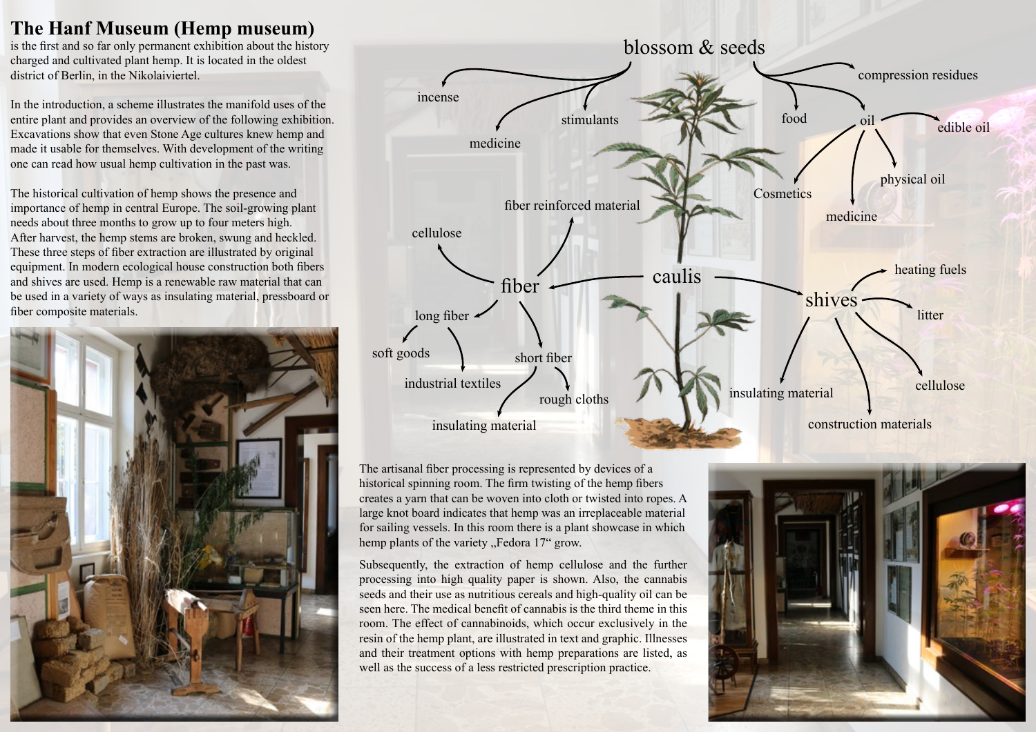# The Hanf Museum (Hemp museum)

is the first and so far only permanent exhibition about the history charged and cultivated plant hemp. It is located in the oldest district of Berlin, in the Nikolaiviertel.

In the introduction, a scheme illustrates the manifold uses of the entire plant and provides an overview of the following exhibition. Excavations show that even Stone Age cultures knew hemp and made it usable for themselves. With development of the writing one can read how usual hemp cultivation in the past was.

The historical cultivation of hemp shows the presence and importance of hemp in central Europe. The soil-growing plant needs about three months to grow up to four meters high. After harvest, the hemp stems are broken, swung and heckled. These three steps of fiber extraction are illustrated by original equipment. In modern ecological house construction both fibers and shives are used. Hemp is a renewable raw material that can be used in a variety of ways as insulating material, pressboard or fiber composite materials.

blossom & seeds
incense
medicine
stimulants
food
compression residues
oil
edible oil
physical oil
Cosmetics
medicine
fiber reinforced material
cellulose
fiber
caulis
shives
heating fuels
litter
long fiber
soft goods
industrial textiles
short fiber
rough cloths
insulating material
insulating material
cellulose
construction materials

The artisanal fiber processing is represented by devices of a historical spinning room. The firm twisting of the hemp fibers creates a yarn that can be woven into cloth or twisted into ropes. A large knot board indicates that hemp was an irreplaceable material for sailing vessels. In this room there is a plant showcase in which hemp plants of the variety „Fedora 17“ grow.

Subsequently, the extraction of hemp cellulose and the further processing into high quality paper is shown. Also, the cannabis seeds and their use as nutritious cereals and high-quality oil can be seen here. The medical benefit of cannabis is the third theme in this room. The effect of cannabinoids, which occur exclusively in the resin of the hemp plant, are illustrated in text and graphic. Illnesses and their treatment options with hemp preparations are listed, as well as the success of a less restricted prescription practice.